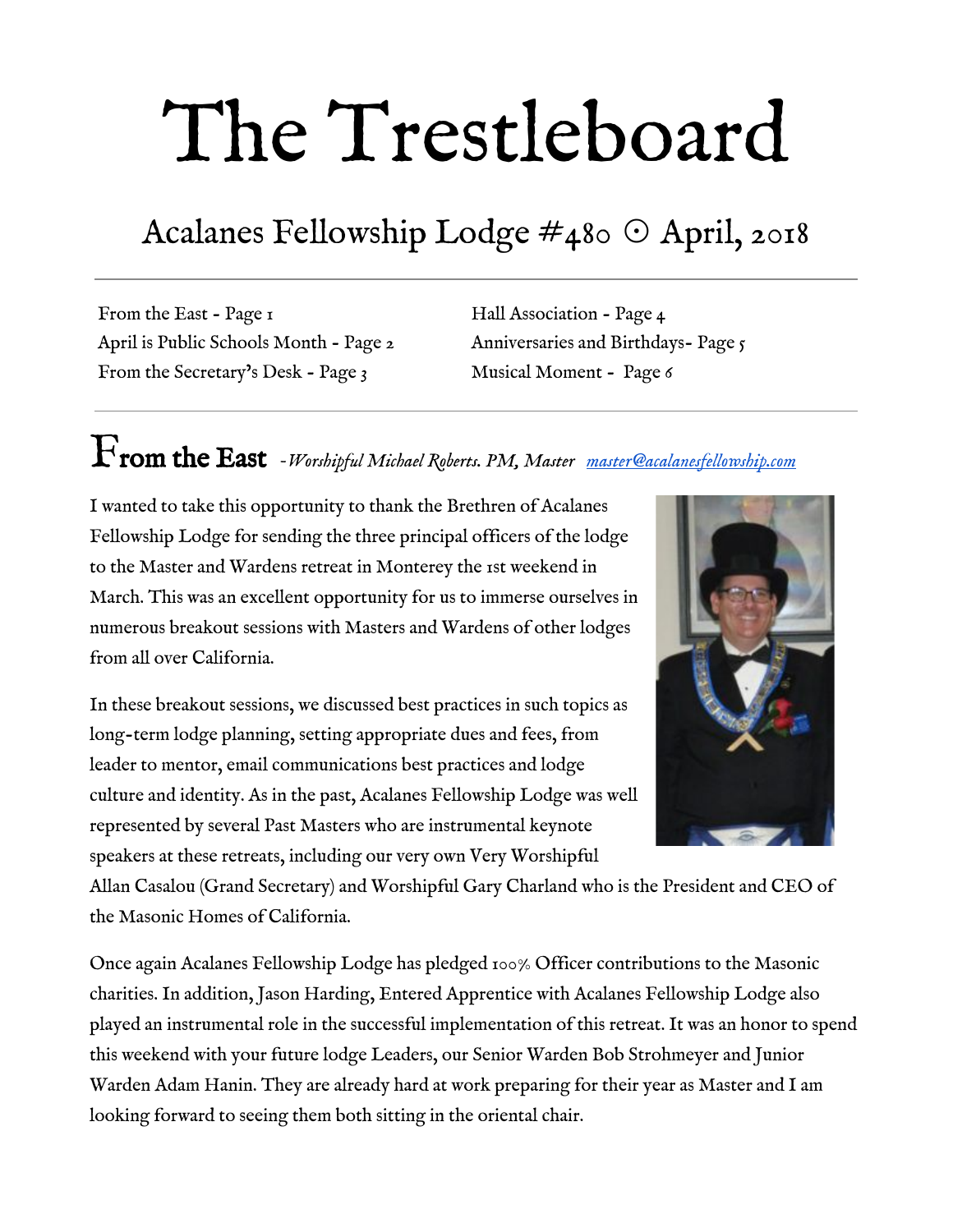# The Trestleboard

## Acalanes Fellowship Lodge #480 ⊙ April, 2018

From the East - Page 1
April is Public Schools Month - Page 2
From the Secretary's Desk - Page 3
Hall Association - Page 4
Anniversaries and Birthdays- Page 5
Musical Moment - Page 6

## From the East *-Worshipful Michael Roberts. PM, Master* *master@acalanesfellowship.com*

I wanted to take this opportunity to thank the Brethren of Acalanes Fellowship Lodge for sending the three principal officers of the lodge to the Master and Wardens retreat in Monterey the 1st weekend in March. This was an excellent opportunity for us to immerse ourselves in numerous breakout sessions with Masters and Wardens of other lodges from all over California.

In these breakout sessions, we discussed best practices in such topics as long-term lodge planning, setting appropriate dues and fees, from leader to mentor, email communications best practices and lodge culture and identity. As in the past, Acalanes Fellowship Lodge was well represented by several Past Masters who are instrumental keynote speakers at these retreats, including our very own Very Worshipful Allan Casalou (Grand Secretary) and Worshipful Gary Charland who is the President and CEO of the Masonic Homes of California.

Once again Acalanes Fellowship Lodge has pledged 100% Officer contributions to the Masonic charities. In addition, Jason Harding, Entered Apprentice with Acalanes Fellowship Lodge also played an instrumental role in the successful implementation of this retreat. It was an honor to spend this weekend with your future lodge Leaders, our Senior Warden Bob Strohmeyer and Junior Warden Adam Hanin. They are already hard at work preparing for their year as Master and I am looking forward to seeing them both sitting in the oriental chair.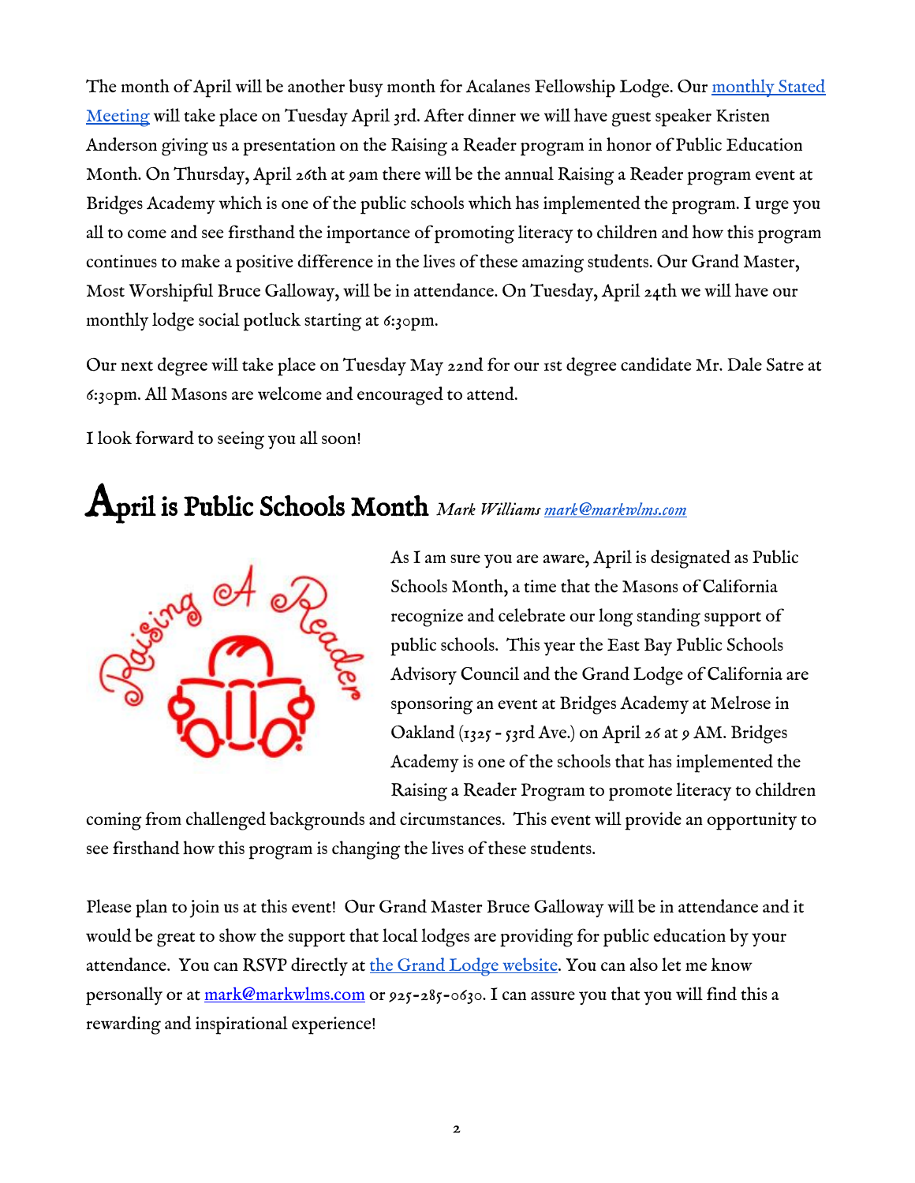The month of April will be another busy month for Acalanes Fellowship Lodge. Our [monthly Stated Meeting] will take place on Tuesday April 3rd. After dinner we will have guest speaker Kristen Anderson giving us a presentation on the Raising a Reader program in honor of Public Education Month. On Thursday, April 26th at 9am there will be the annual Raising a Reader program event at Bridges Academy which is one of the public schools which has implemented the program. I urge you all to come and see firsthand the importance of promoting literacy to children and how this program continues to make a positive difference in the lives of these amazing students. Our Grand Master, Most Worshipful Bruce Galloway, will be in attendance. On Tuesday, April 24th we will have our monthly lodge social potluck starting at 6:30pm.

Our next degree will take place on Tuesday May 22nd for our 1st degree candidate Mr. Dale Satre at 6:30pm. All Masons are welcome and encouraged to attend.

I look forward to seeing you all soon!

## April is Public Schools Month *Mark Williams mark@markwlms.com*

As I am sure you are aware, April is designated as Public Schools Month, a time that the Masons of California recognize and celebrate our long standing support of public schools. This year the East Bay Public Schools Advisory Council and the Grand Lodge of California are sponsoring an event at Bridges Academy at Melrose in Oakland (1325 - 53rd Ave.) on April 26 at 9 AM. Bridges Academy is one of the schools that has implemented the Raising a Reader Program to promote literacy to children coming from challenged backgrounds and circumstances. This event will provide an opportunity to see firsthand how this program is changing the lives of these students.

Please plan to join us at this event! Our Grand Master Bruce Galloway will be in attendance and it would be great to show the support that local lodges are providing for public education by your attendance. You can RSVP directly at the Grand Lodge website. You can also let me know personally or at mark@markwlms.com or 925-285-0630. I can assure you that you will find this a rewarding and inspirational experience!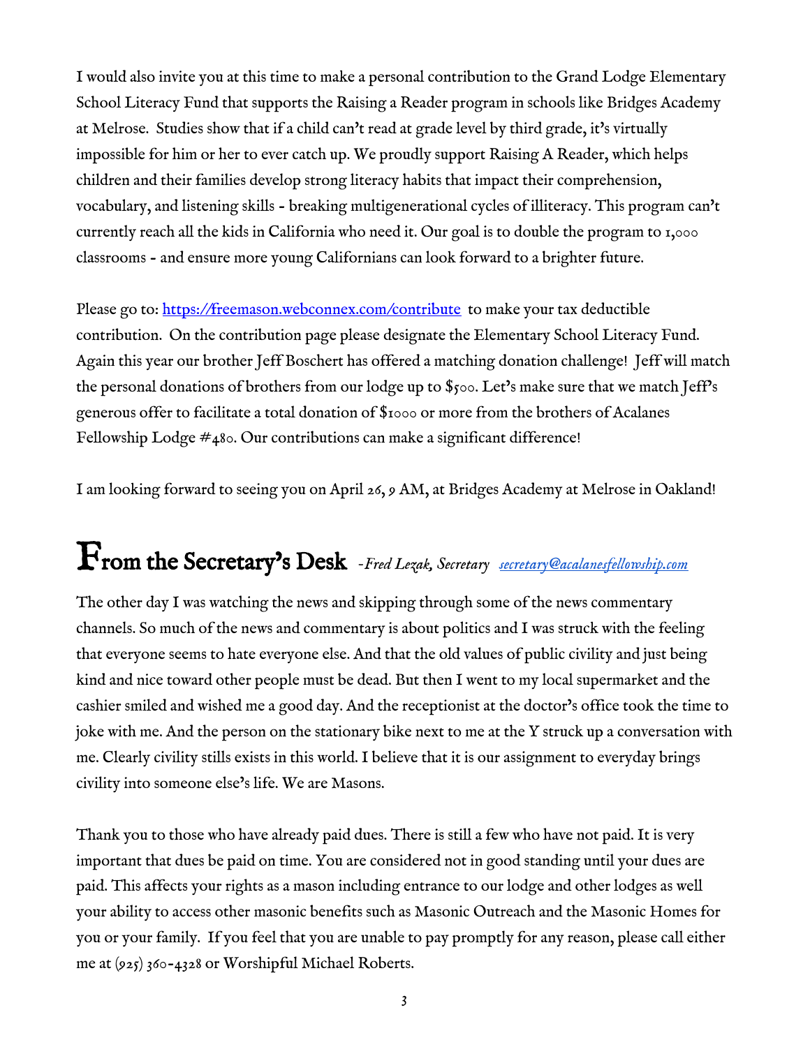I would also invite you at this time to make a personal contribution to the Grand Lodge Elementary School Literacy Fund that supports the Raising a Reader program in schools like Bridges Academy at Melrose. Studies show that if a child can't read at grade level by third grade, it's virtually impossible for him or her to ever catch up. We proudly support Raising A Reader, which helps children and their families develop strong literacy habits that impact their comprehension, vocabulary, and listening skills - breaking multigenerational cycles of illiteracy. This program can't currently reach all the kids in California who need it. Our goal is to double the program to 1,000 classrooms - and ensure more young Californians can look forward to a brighter future.

Please go to: https://freemason.webconnex.com/contribute to make your tax deductible contribution. On the contribution page please designate the Elementary School Literacy Fund. Again this year our brother Jeff Boschert has offered a matching donation challenge! Jeff will match the personal donations of brothers from our lodge up to $500. Let's make sure that we match Jeff's generous offer to facilitate a total donation of $1000 or more from the brothers of Acalanes Fellowship Lodge #480. Our contributions can make a significant difference!

I am looking forward to seeing you on April 26, 9 AM, at Bridges Academy at Melrose in Oakland!

## From the Secretary's Desk *-Fred Lezak, Secretary* *secretary@acalanesfellowship.com*

The other day I was watching the news and skipping through some of the news commentary channels. So much of the news and commentary is about politics and I was struck with the feeling that everyone seems to hate everyone else. And that the old values of public civility and just being kind and nice toward other people must be dead. But then I went to my local supermarket and the cashier smiled and wished me a good day. And the receptionist at the doctor's office took the time to joke with me. And the person on the stationary bike next to me at the Y struck up a conversation with me. Clearly civility stills exists in this world. I believe that it is our assignment to everyday brings civility into someone else's life. We are Masons.

Thank you to those who have already paid dues. There is still a few who have not paid. It is very important that dues be paid on time. You are considered not in good standing until your dues are paid. This affects your rights as a mason including entrance to our lodge and other lodges as well your ability to access other masonic benefits such as Masonic Outreach and the Masonic Homes for you or your family. If you feel that you are unable to pay promptly for any reason, please call either me at (925) 360-4328 or Worshipful Michael Roberts.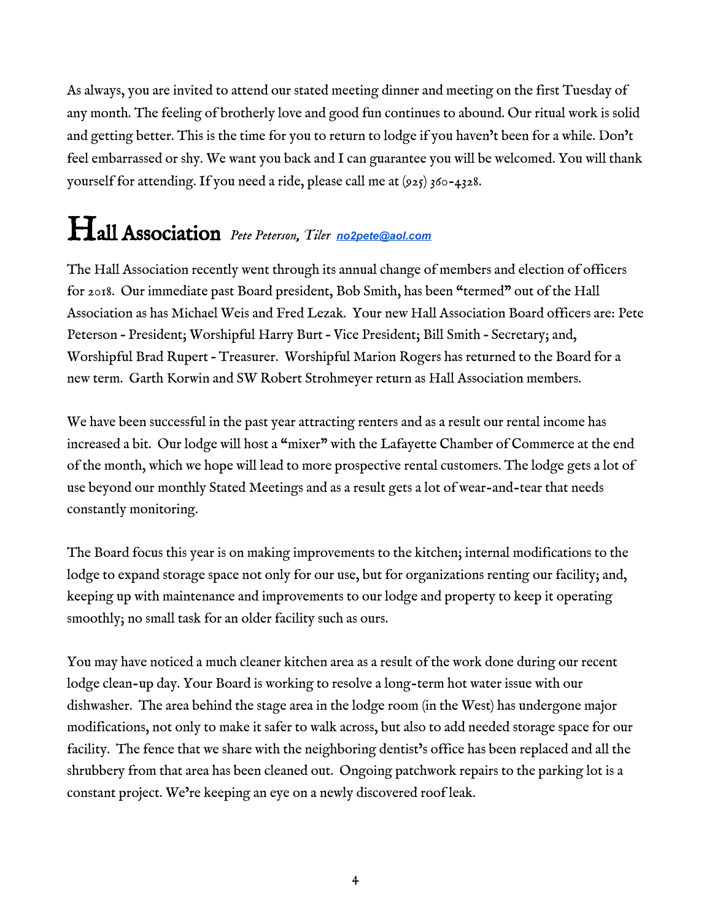As always, you are invited to attend our stated meeting dinner and meeting on the first Tuesday of any month. The feeling of brotherly love and good fun continues to abound. Our ritual work is solid and getting better. This is the time for you to return to lodge if you haven't been for a while. Don't feel embarrassed or shy. We want you back and I can guarantee you will be welcomed. You will thank yourself for attending. If you need a ride, please call me at (925) 360-4328.

## Hall Association *Pete Peterson, Tiler* [no2pete@aol.com](mailto:no2pete@aol.com)

The Hall Association recently went through its annual change of members and election of officers for 2018. Our immediate past Board president, Bob Smith, has been "termed" out of the Hall Association as has Michael Weis and Fred Lezak. Your new Hall Association Board officers are: Pete Peterson - President; Worshipful Harry Burt - Vice President; Bill Smith - Secretary; and, Worshipful Brad Rupert - Treasurer. Worshipful Marion Rogers has returned to the Board for a new term. Garth Korwin and SW Robert Strohmeyer return as Hall Association members.

We have been successful in the past year attracting renters and as a result our rental income has increased a bit. Our lodge will host a "mixer" with the Lafayette Chamber of Commerce at the end of the month, which we hope will lead to more prospective rental customers. The lodge gets a lot of use beyond our monthly Stated Meetings and as a result gets a lot of wear-and-tear that needs constantly monitoring.

The Board focus this year is on making improvements to the kitchen; internal modifications to the lodge to expand storage space not only for our use, but for organizations renting our facility; and, keeping up with maintenance and improvements to our lodge and property to keep it operating smoothly; no small task for an older facility such as ours.

You may have noticed a much cleaner kitchen area as a result of the work done during our recent lodge clean-up day. Your Board is working to resolve a long-term hot water issue with our dishwasher. The area behind the stage area in the lodge room (in the West) has undergone major modifications, not only to make it safer to walk across, but also to add needed storage space for our facility. The fence that we share with the neighboring dentist's office has been replaced and all the shrubbery from that area has been cleaned out. Ongoing patchwork repairs to the parking lot is a constant project. We're keeping an eye on a newly discovered roof leak.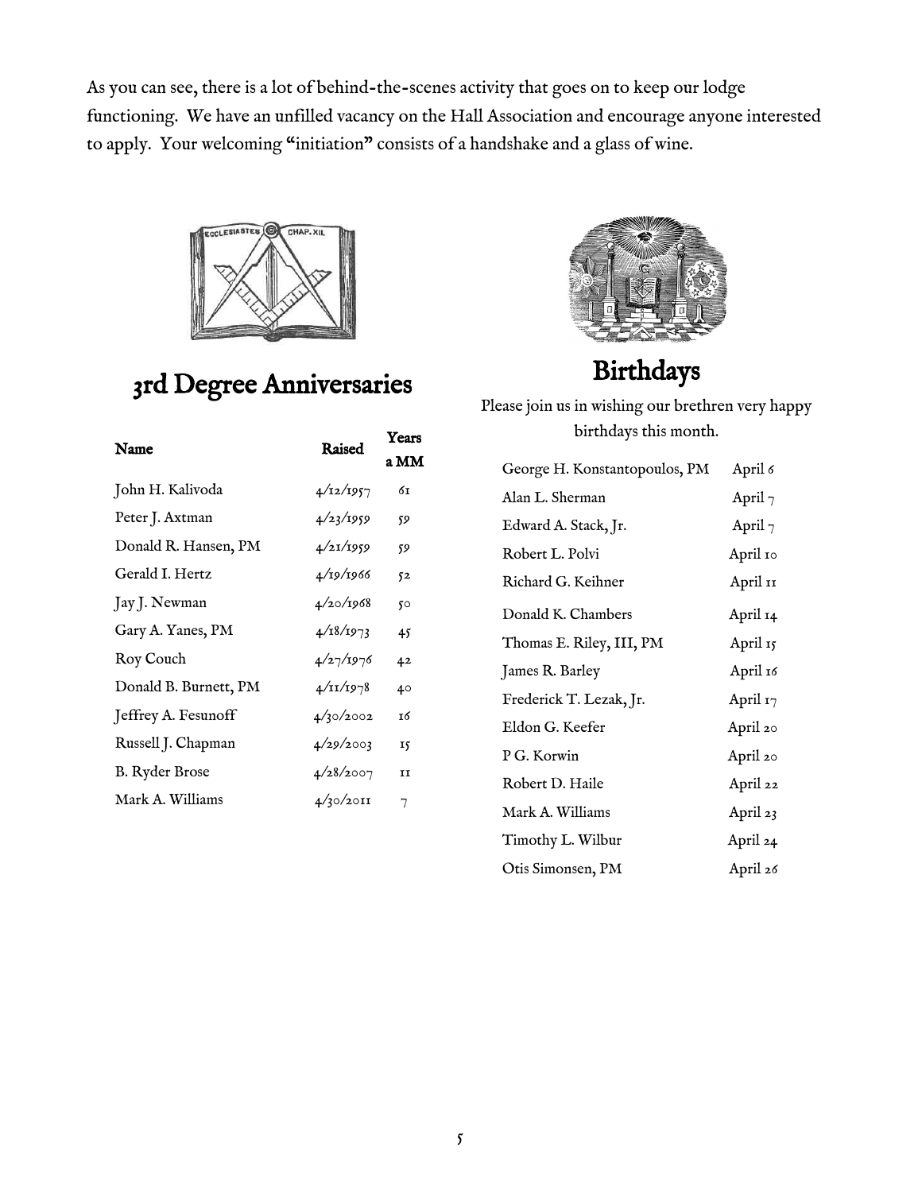As you can see, there is a lot of behind-the-scenes activity that goes on to keep our lodge functioning. We have an unfilled vacancy on the Hall Association and encourage anyone interested to apply. Your welcoming "initiation" consists of a handshake and a glass of wine.

## 3rd Degree Anniversaries

| Name | Raised | Years a MM |
|---|---|---|
| John H. Kalivoda | 4/12/1957 | 61 |
| Peter J. Axtman | 4/23/1959 | 59 |
| Donald R. Hansen, PM | 4/21/1959 | 59 |
| Gerald I. Hertz | 4/19/1966 | 52 |
| Jay J. Newman | 4/20/1968 | 50 |
| Gary A. Yanes, PM | 4/18/1973 | 45 |
| Roy Couch | 4/27/1976 | 42 |
| Donald B. Burnett, PM | 4/11/1978 | 40 |
| Jeffrey A. Fesunoff | 4/30/2002 | 16 |
| Russell J. Chapman | 4/29/2003 | 15 |
| B. Ryder Brose | 4/28/2007 | 11 |
| Mark A. Williams | 4/30/2011 | 7 |

## Birthdays

Please join us in wishing our brethren very happy birthdays this month.

| | |
|---|---|
| George H. Konstantopoulos, PM | April 6 |
| Alan L. Sherman | April 7 |
| Edward A. Stack, Jr. | April 7 |
| Robert L. Polvi | April 10 |
| Richard G. Keihner | April 11 |
| Donald K. Chambers | April 14 |
| Thomas E. Riley, III, PM | April 15 |
| James R. Barley | April 16 |
| Frederick T. Lezak, Jr. | April 17 |
| Eldon G. Keefer | April 20 |
| P G. Korwin | April 20 |
| Robert D. Haile | April 22 |
| Mark A. Williams | April 23 |
| Timothy L. Wilbur | April 24 |
| Otis Simonsen, PM | April 26 |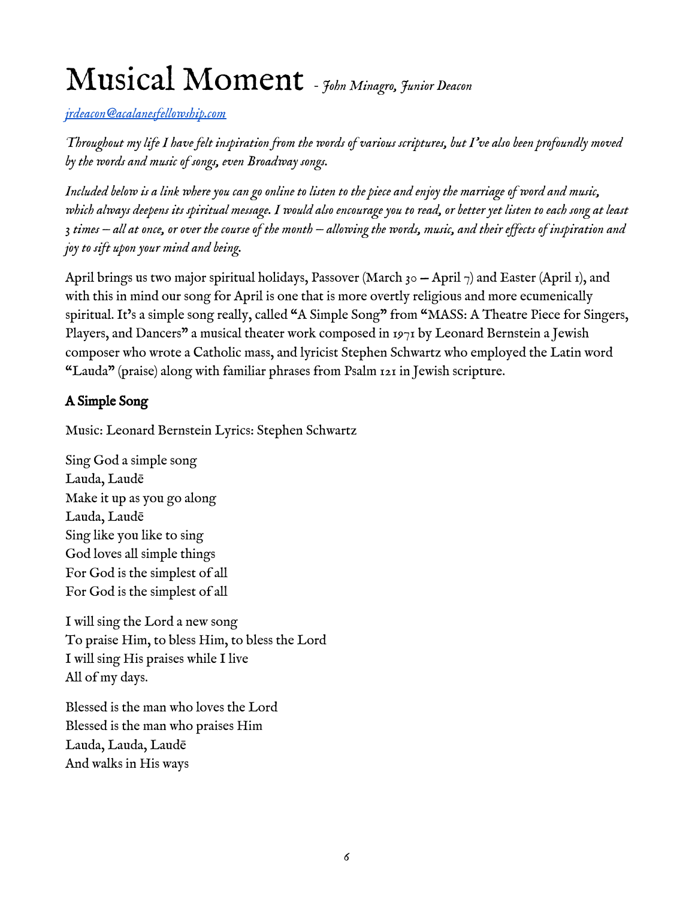# Musical Moment - *John Minagro, Junior Deacon*

*jrdeacon@acalanesfellowship.com*

*Throughout my life I have felt inspiration from the words of various scriptures, but I've also been profoundly moved by the words and music of songs, even Broadway songs.*

*Included below is a link where you can go online to listen to the piece and enjoy the marriage of word and music, which always deepens its spiritual message. I would also encourage you to read, or better yet listen to each song at least 3 times – all at once, or over the course of the month – allowing the words, music, and their effects of inspiration and joy to sift upon your mind and being.*

April brings us two major spiritual holidays, Passover (March 30 – April 7) and Easter (April 1), and with this in mind our song for April is one that is more overtly religious and more ecumenically spiritual. It's a simple song really, called "A Simple Song" from "MASS: A Theatre Piece for Singers, Players, and Dancers" a musical theater work composed in 1971 by Leonard Bernstein a Jewish composer who wrote a Catholic mass, and lyricist Stephen Schwartz who employed the Latin word "Lauda" (praise) along with familiar phrases from Psalm 121 in Jewish scripture.

### A Simple Song

Music: Leonard Bernstein Lyrics: Stephen Schwartz

Sing God a simple song  
Lauda, Laudē  
Make it up as you go along  
Lauda, Laudē  
Sing like you like to sing  
God loves all simple things  
For God is the simplest of all  
For God is the simplest of all

I will sing the Lord a new song  
To praise Him, to bless Him, to bless the Lord  
I will sing His praises while I live  
All of my days.

Blessed is the man who loves the Lord  
Blessed is the man who praises Him  
Lauda, Lauda, Laudē  
And walks in His ways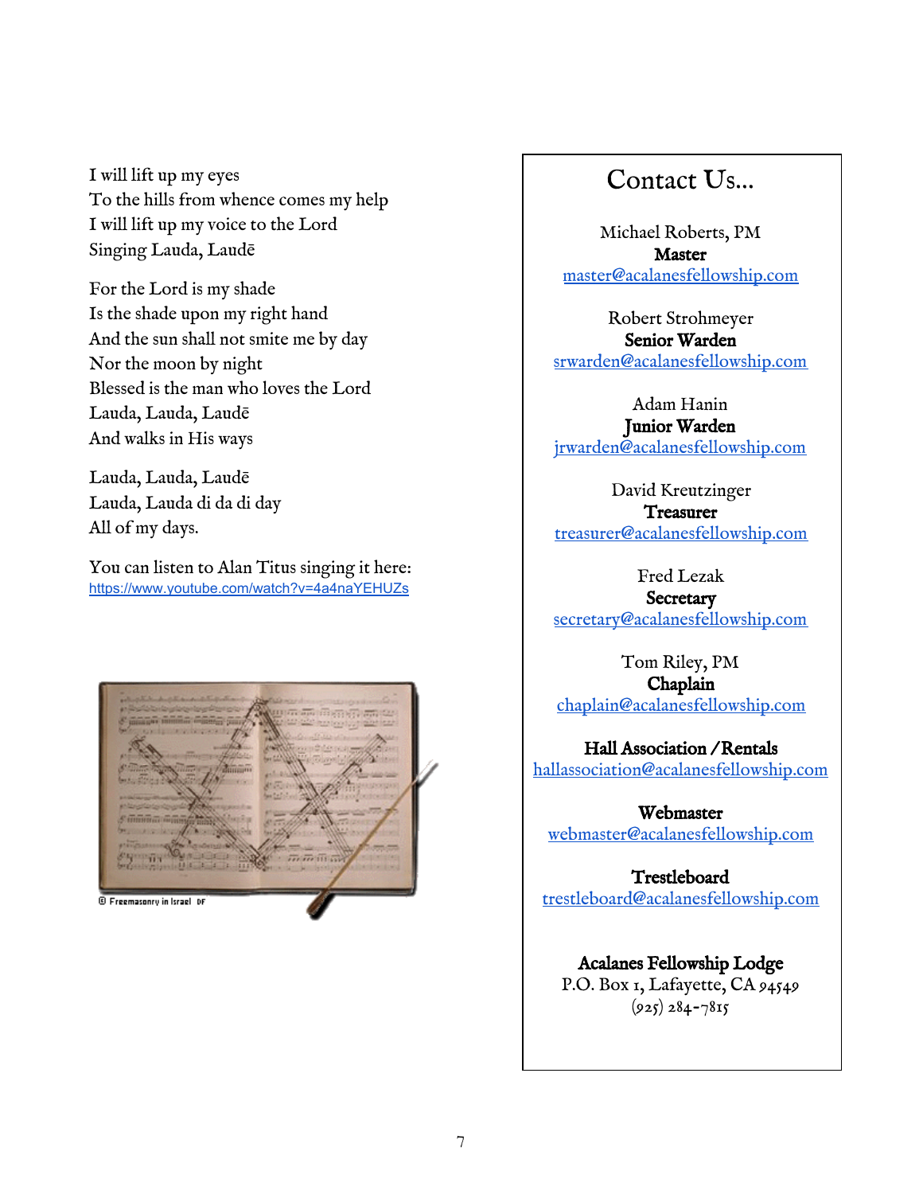I will lift up my eyes
To the hills from whence comes my help
I will lift up my voice to the Lord
Singing Lauda, Laudē

For the Lord is my shade
Is the shade upon my right hand
And the sun shall not smite me by day
Nor the moon by night
Blessed is the man who loves the Lord
Lauda, Lauda, Laudē
And walks in His ways

Lauda, Lauda, Laudē
Lauda, Lauda di da di day
All of my days.

You can listen to Alan Titus singing it here:
https://www.youtube.com/watch?v=4a4naYEHUZs

© Freemasonry in Israel DF

## Contact Us...

Michael Roberts, PM
**Master**
master@acalanesfellowship.com

Robert Strohmeyer
**Senior Warden**
srwarden@acalanesfellowship.com

Adam Hanin
**Junior Warden**
jrwarden@acalanesfellowship.com

David Kreutzinger
**Treasurer**
treasurer@acalanesfellowship.com

Fred Lezak
**Secretary**
secretary@acalanesfellowship.com

Tom Riley, PM
**Chaplain**
chaplain@acalanesfellowship.com

**Hall Association / Rentals**
hallassociation@acalanesfellowship.com

**Webmaster**
webmaster@acalanesfellowship.com

**Trestleboard**
trestleboard@acalanesfellowship.com

**Acalanes Fellowship Lodge**
P.O. Box 1, Lafayette, CA 94549
(925) 284-7815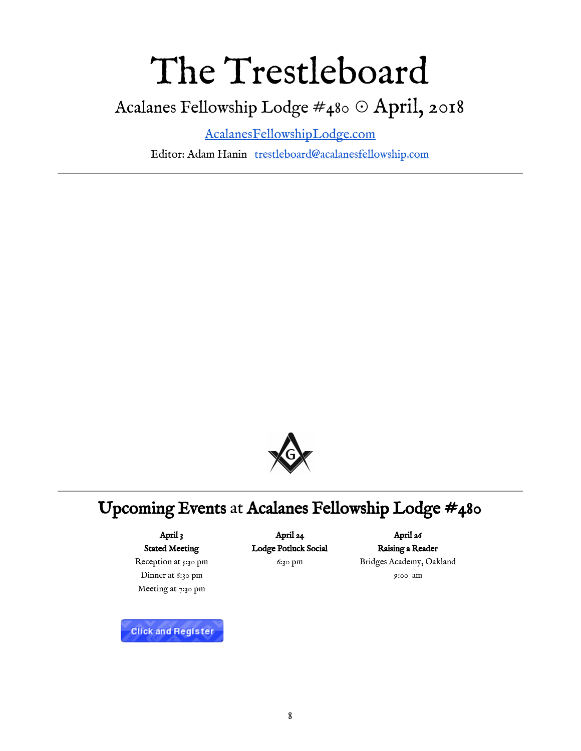# The Trestleboard

## Acalanes Fellowship Lodge #480 ⊙ April, 2018

[AcalanesFellowshipLodge.com](http://AcalanesFellowshipLodge.com)

Editor: Adam Hanin [trestleboard@acalanesfellowship.com](mailto:trestleboard@acalanesfellowship.com)

---

---

## Upcoming Events at Acalanes Fellowship Lodge #480

**April 3**
**Stated Meeting**
Reception at 5:30 pm
Dinner at 6:30 pm
Meeting at 7:30 pm

**April 24**
**Lodge Potluck Social**
6:30 pm

**April 26**
**Raising a Reader**
Bridges Academy, Oakland
9:00 am

Click and Register